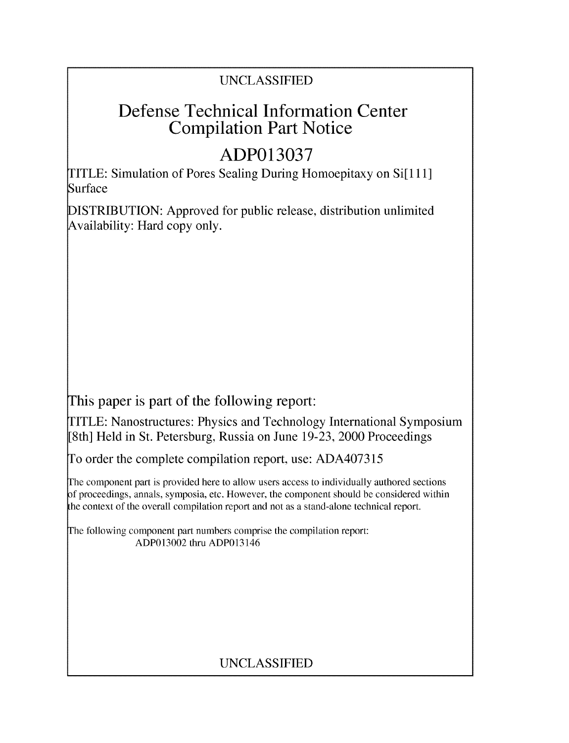UNCLASSIFIED

# Defense Technical Information Center Compilation Part Notice

# ADP013037

TITLE: Simulation of Pores Sealing During Homoepitaxy on Si[111] Surface

DISTRIBUTION: Approved for public release, distribution unlimited
Availability: Hard copy only.

This paper is part of the following report:

TITLE: Nanostructures: Physics and Technology International Symposium [8th] Held in St. Petersburg, Russia on June 19-23, 2000 Proceedings

To order the complete compilation report, use: ADA407315

The component part is provided here to allow users access to individually authored sections of proceedings, annals, symposia, etc. However, the component should be considered within the context of the overall compilation report and not as a stand-alone technical report.

The following component part numbers comprise the compilation report:
ADP013002 thru ADP013146

UNCLASSIFIED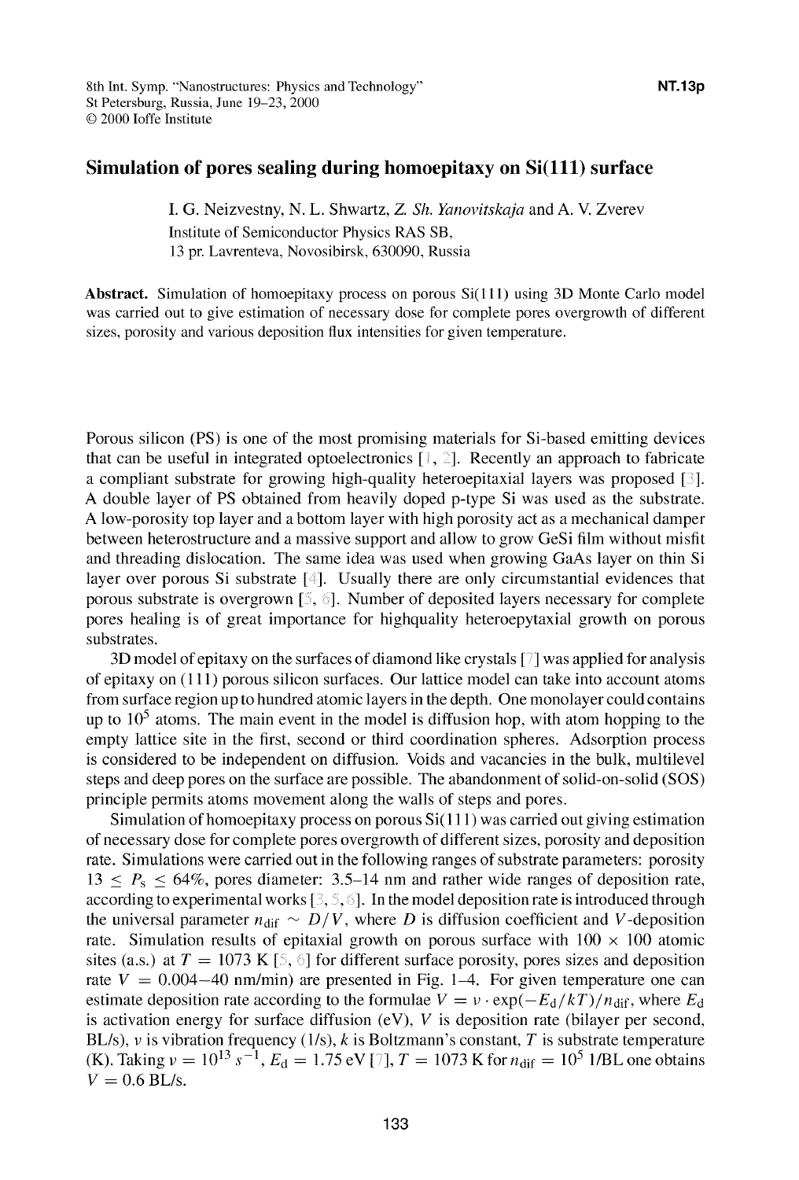# Simulation of pores sealing during homoepitaxy on Si(111) surface

I. G. Neizvestny, N. L. Shwartz, *Z. Sh. Yanovitskaja* and A. V. Zverev
Institute of Semiconductor Physics RAS SB,
13 pr. Lavrenteva, Novosibirsk, 630090, Russia

**Abstract.** Simulation of homoepitaxy process on porous Si(111) using 3D Monte Carlo model was carried out to give estimation of necessary dose for complete pores overgrowth of different sizes, porosity and various deposition flux intensities for given temperature.

Porous silicon (PS) is one of the most promising materials for Si-based emitting devices that can be useful in integrated optoelectronics [1, 2]. Recently an approach to fabricate a compliant substrate for growing high-quality heteroepitaxial layers was proposed [3]. A double layer of PS obtained from heavily doped p-type Si was used as the substrate. A low-porosity top layer and a bottom layer with high porosity act as a mechanical damper between heterostructure and a massive support and allow to grow GeSi film without misfit and threading dislocation. The same idea was used when growing GaAs layer on thin Si layer over porous Si substrate [4]. Usually there are only circumstantial evidences that porous substrate is overgrown [5, 6]. Number of deposited layers necessary for complete pores healing is of great importance for highquality heteroepytaxial growth on porous substrates.

3D model of epitaxy on the surfaces of diamond like crystals [7] was applied for analysis of epitaxy on (111) porous silicon surfaces. Our lattice model can take into account atoms from surface region up to hundred atomic layers in the depth. One monolayer could contains up to $10^5$ atoms. The main event in the model is diffusion hop, with atom hopping to the empty lattice site in the first, second or third coordination spheres. Adsorption process is considered to be independent on diffusion. Voids and vacancies in the bulk, multilevel steps and deep pores on the surface are possible. The abandonment of solid-on-solid (SOS) principle permits atoms movement along the walls of steps and pores.

Simulation of homoepitaxy process on porous Si(111) was carried out giving estimation of necessary dose for complete pores overgrowth of different sizes, porosity and deposition rate. Simulations were carried out in the following ranges of substrate parameters: porosity $13 \leq P_s \leq 64\%$, pores diameter: 3.5–14 nm and rather wide ranges of deposition rate, according to experimental works [3, 5, 6]. In the model deposition rate is introduced through the universal parameter $n_{\text{dif}} \sim D/V$, where $D$ is diffusion coefficient and $V$-deposition rate. Simulation results of epitaxial growth on porous surface with $100 \times 100$ atomic sites (a.s.) at $T = 1073$ K [5, 6] for different surface porosity, pores sizes and deposition rate $V = 0.004$–$40$ nm/min) are presented in Fig. 1–4. For given temperature one can estimate deposition rate according to the formulae $V = \nu \cdot \exp(-E_d/kT)/n_{\text{dif}}$, where $E_d$ is activation energy for surface diffusion (eV), $V$ is deposition rate (bilayer per second, BL/s), $\nu$ is vibration frequency (1/s), $k$ is Boltzmann's constant, $T$ is substrate temperature (K). Taking $\nu = 10^{13}\ s^{-1}$, $E_d = 1.75$ eV [7], $T = 1073$ K for $n_{\text{dif}} = 10^5$ 1/BL one obtains $V = 0.6$ BL/s.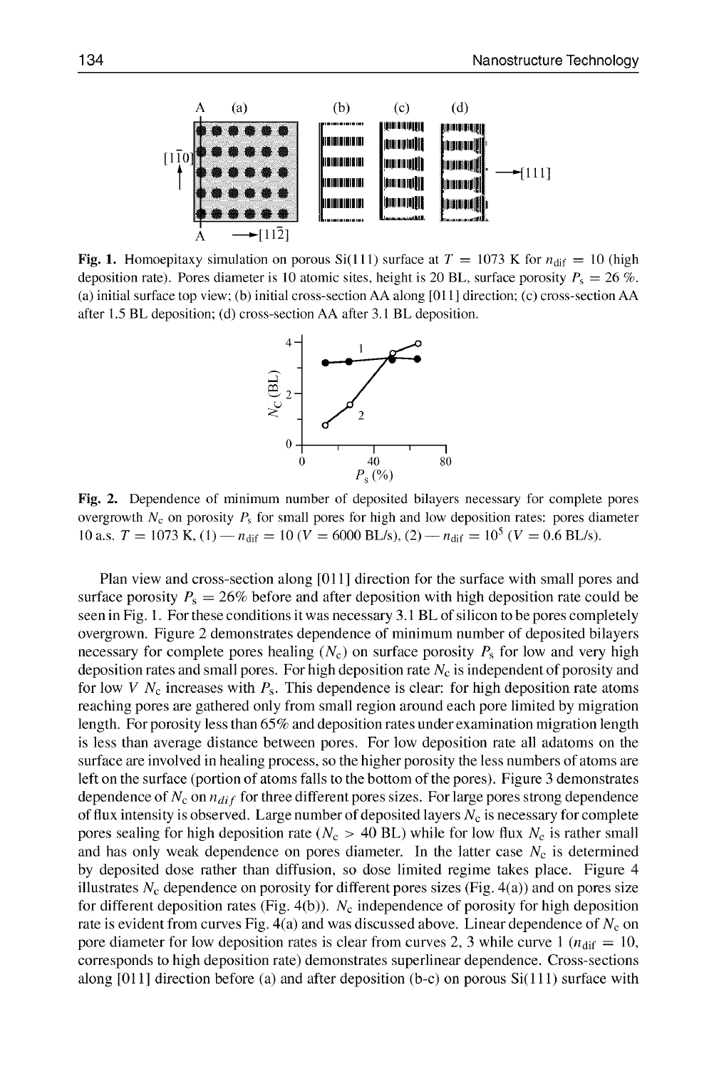**Fig. 1.** Homoepitaxy simulation on porous Si(111) surface at $T = 1073$ K for $n_{dif} = 10$ (high deposition rate). Pores diameter is 10 atomic sites, height is 20 BL, surface porosity $P_s = 26$ %. (a) initial surface top view; (b) initial cross-section AA along [011] direction; (c) cross-section AA after 1.5 BL deposition; (d) cross-section AA after 3.1 BL deposition.

**Fig. 2.** Dependence of minimum number of deposited bilayers necessary for complete pores overgrowth $N_c$ on porosity $P_s$ for small pores for high and low deposition rates: pores diameter 10 a.s. $T = 1073$ K, (1) — $n_{dif} = 10$ ($V = 6000$ BL/s), (2) — $n_{dif} = 10^5$ ($V = 0.6$ BL/s).

Plan view and cross-section along [011] direction for the surface with small pores and surface porosity $P_s = 26\%$ before and after deposition with high deposition rate could be seen in Fig. 1. For these conditions it was necessary 3.1 BL of silicon to be pores completely overgrown. Figure 2 demonstrates dependence of minimum number of deposited bilayers necessary for complete pores healing ($N_c$) on surface porosity $P_s$ for low and very high deposition rates and small pores. For high deposition rate $N_c$ is independent of porosity and for low $V$ $N_c$ increases with $P_s$. This dependence is clear: for high deposition rate atoms reaching pores are gathered only from small region around each pore limited by migration length. For porosity less than 65% and deposition rates under examination migration length is less than average distance between pores. For low deposition rate all adatoms on the surface are involved in healing process, so the higher porosity the less numbers of atoms are left on the surface (portion of atoms falls to the bottom of the pores). Figure 3 demonstrates dependence of $N_c$ on $n_{dif}$ for three different pores sizes. For large pores strong dependence of flux intensity is observed. Large number of deposited layers $N_c$ is necessary for complete pores sealing for high deposition rate ($N_c > 40$ BL) while for low flux $N_c$ is rather small and has only weak dependence on pores diameter. In the latter case $N_c$ is determined by deposited dose rather than diffusion, so dose limited regime takes place. Figure 4 illustrates $N_c$ dependence on porosity for different pores sizes (Fig. 4(a)) and on pores size for different deposition rates (Fig. 4(b)). $N_c$ independence of porosity for high deposition rate is evident from curves Fig. 4(a) and was discussed above. Linear dependence of $N_c$ on pore diameter for low deposition rates is clear from curves 2, 3 while curve 1 ($n_{dif} = 10$, corresponds to high deposition rate) demonstrates superlinear dependence. Cross-sections along [011] direction before (a) and after deposition (b-c) on porous Si(111) surface with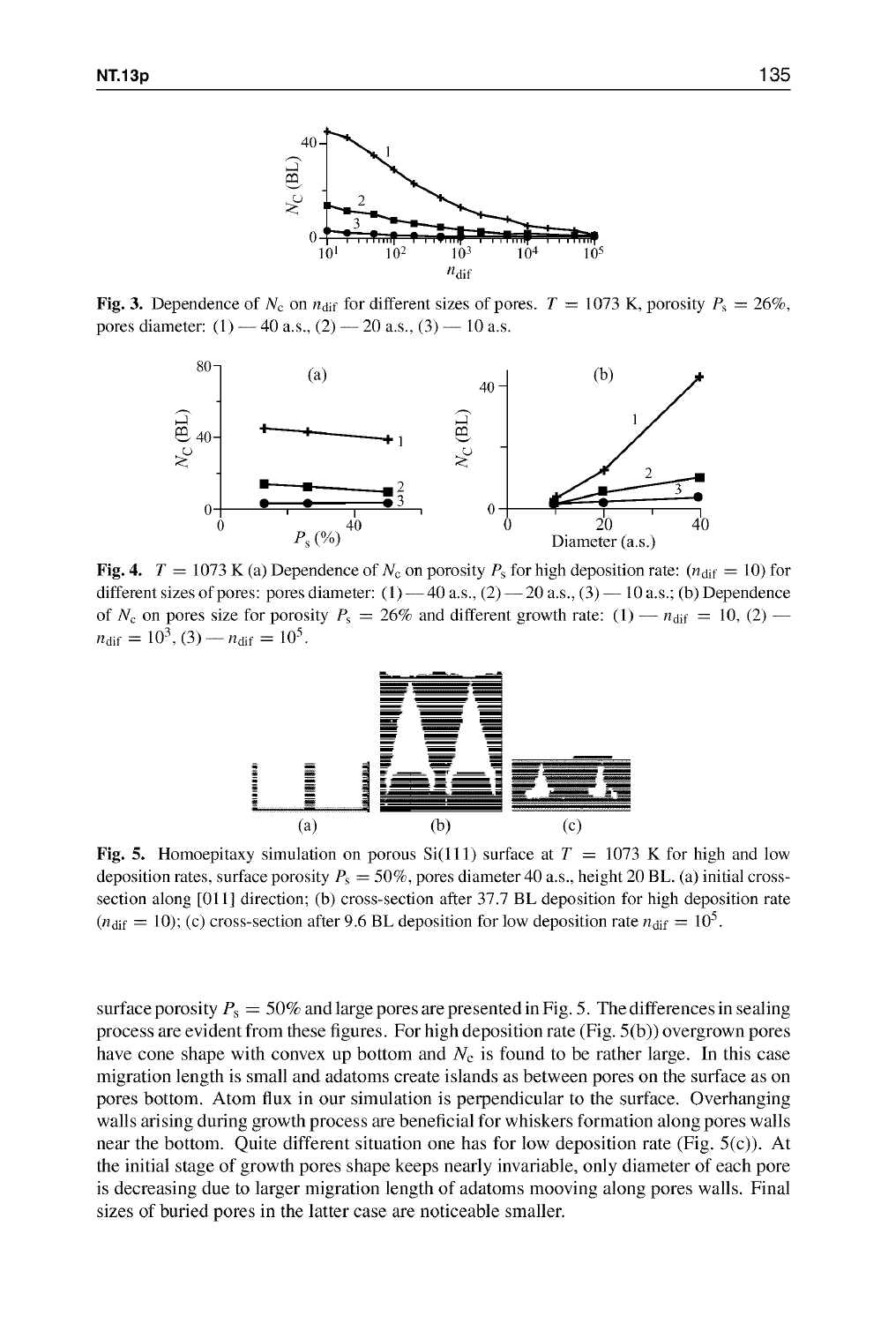**Fig. 3.** Dependence of $N_c$ on $n_{dif}$ for different sizes of pores. $T = 1073$ K, porosity $P_s = 26\%$, pores diameter: (1) — 40 a.s., (2) — 20 a.s., (3) — 10 a.s.

**Fig. 4.** $T = 1073$ K (a) Dependence of $N_c$ on porosity $P_s$ for high deposition rate: ($n_{dif} = 10$) for different sizes of pores: pores diameter: (1) — 40 a.s., (2) — 20 a.s., (3) — 10 a.s.; (b) Dependence of $N_c$ on pores size for porosity $P_s = 26\%$ and different growth rate: (1) — $n_{dif} = 10$, (2) — $n_{dif} = 10^3$, (3) — $n_{dif} = 10^5$.

**Fig. 5.** Homoepitaxy simulation on porous Si(111) surface at $T = 1073$ K for high and low deposition rates, surface porosity $P_s = 50\%$, pores diameter 40 a.s., height 20 BL. (a) initial cross-section along [011] direction; (b) cross-section after 37.7 BL deposition for high deposition rate ($n_{dif} = 10$); (c) cross-section after 9.6 BL deposition for low deposition rate $n_{dif} = 10^5$.

surface porosity $P_s = 50\%$ and large pores are presented in Fig. 5. The differences in sealing process are evident from these figures. For high deposition rate (Fig. 5(b)) overgrown pores have cone shape with convex up bottom and $N_c$ is found to be rather large. In this case migration length is small and adatoms create islands as between pores on the surface as on pores bottom. Atom flux in our simulation is perpendicular to the surface. Overhanging walls arising during growth process are beneficial for whiskers formation along pores walls near the bottom. Quite different situation one has for low deposition rate (Fig. 5(c)). At the initial stage of growth pores shape keeps nearly invariable, only diameter of each pore is decreasing due to larger migration length of adatoms mooving along pores walls. Final sizes of buried pores in the latter case are noticeable smaller.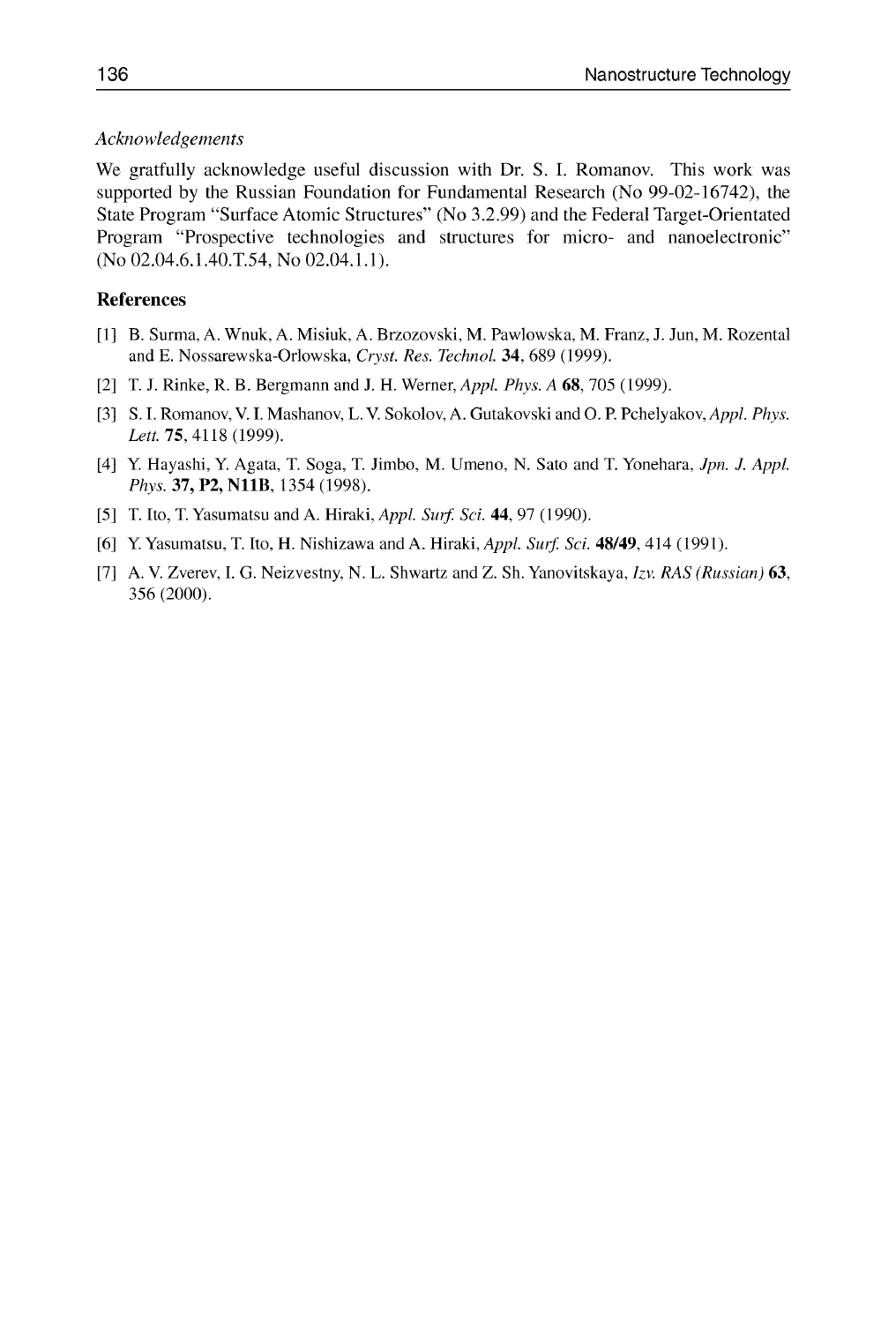*Acknowledgements*

We gratfully acknowledge useful discussion with Dr. S. I. Romanov. This work was supported by the Russian Foundation for Fundamental Research (No 99-02-16742), the State Program "Surface Atomic Structures" (No 3.2.99) and the Federal Target-Orientated Program "Prospective technologies and structures for micro- and nanoelectronic" (No 02.04.6.1.40.T.54, No 02.04.1.1).

## References

[1] B. Surma, A. Wnuk, A. Misiuk, A. Brzozovski, M. Pawlowska, M. Franz, J. Jun, M. Rozental and E. Nossarewska-Orlowska, *Cryst. Res. Technol.* **34**, 689 (1999).

[2] T. J. Rinke, R. B. Bergmann and J. H. Werner, *Appl. Phys. A* **68**, 705 (1999).

[3] S. I. Romanov, V. I. Mashanov, L. V. Sokolov, A. Gutakovski and O. P. Pchelyakov, *Appl. Phys. Lett.* **75**, 4118 (1999).

[4] Y. Hayashi, Y. Agata, T. Soga, T. Jimbo, M. Umeno, N. Sato and T. Yonehara, *Jpn. J. Appl. Phys.* **37, P2, N11B**, 1354 (1998).

[5] T. Ito, T. Yasumatsu and A. Hiraki, *Appl. Surf. Sci.* **44**, 97 (1990).

[6] Y. Yasumatsu, T. Ito, H. Nishizawa and A. Hiraki, *Appl. Surf. Sci.* **48/49**, 414 (1991).

[7] A. V. Zverev, I. G. Neizvestny, N. L. Shwartz and Z. Sh. Yanovitskaya, *Izv. RAS (Russian)* **63**, 356 (2000).